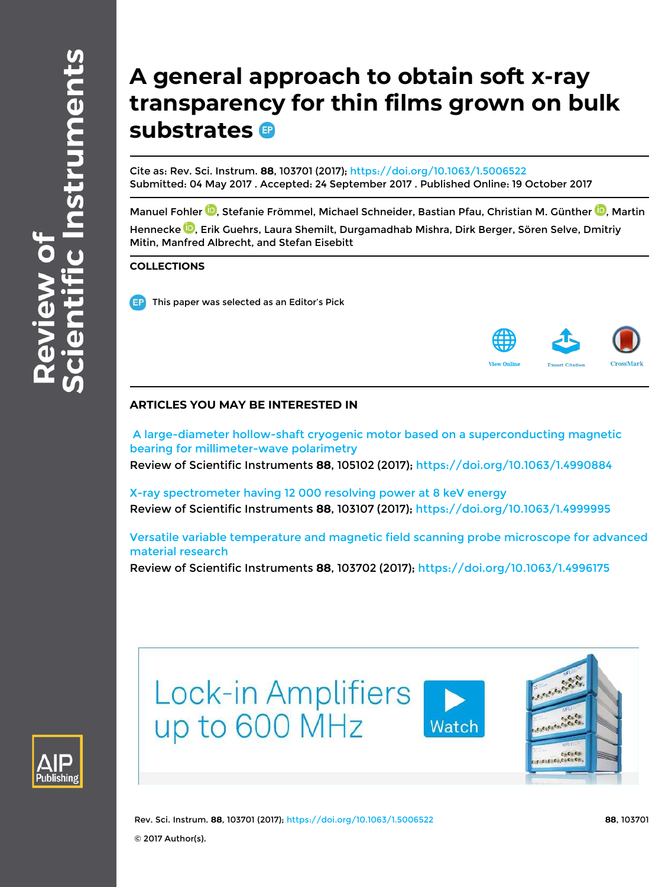# A general approach to obtain soft x-ray transparency for thin films grown on bulk substrates

Cite as: Rev. Sci. Instrum. **88**, 103701 (2017); https://doi.org/10.1063/1.5006522
Submitted: 04 May 2017 . Accepted: 24 September 2017 . Published Online: 19 October 2017

Manuel Fohler, Stefanie Frömmel, Michael Schneider, Bastian Pfau, Christian M. Günther, Martin Hennecke, Erik Guehrs, Laura Shemilt, Durgamadhab Mishra, Dirk Berger, Sören Selve, Dmitriy Mitin, Manfred Albrecht, and Stefan Eisebitt

## COLLECTIONS

This paper was selected as an Editor's Pick

## ARTICLES YOU MAY BE INTERESTED IN

A large-diameter hollow-shaft cryogenic motor based on a superconducting magnetic bearing for millimeter-wave polarimetry
Review of Scientific Instruments **88**, 105102 (2017); https://doi.org/10.1063/1.4990884

X-ray spectrometer having 12 000 resolving power at 8 keV energy
Review of Scientific Instruments **88**, 103107 (2017); https://doi.org/10.1063/1.4999995

Versatile variable temperature and magnetic field scanning probe microscope for advanced material research
Review of Scientific Instruments **88**, 103702 (2017); https://doi.org/10.1063/1.4996175

© 2017 Author(s).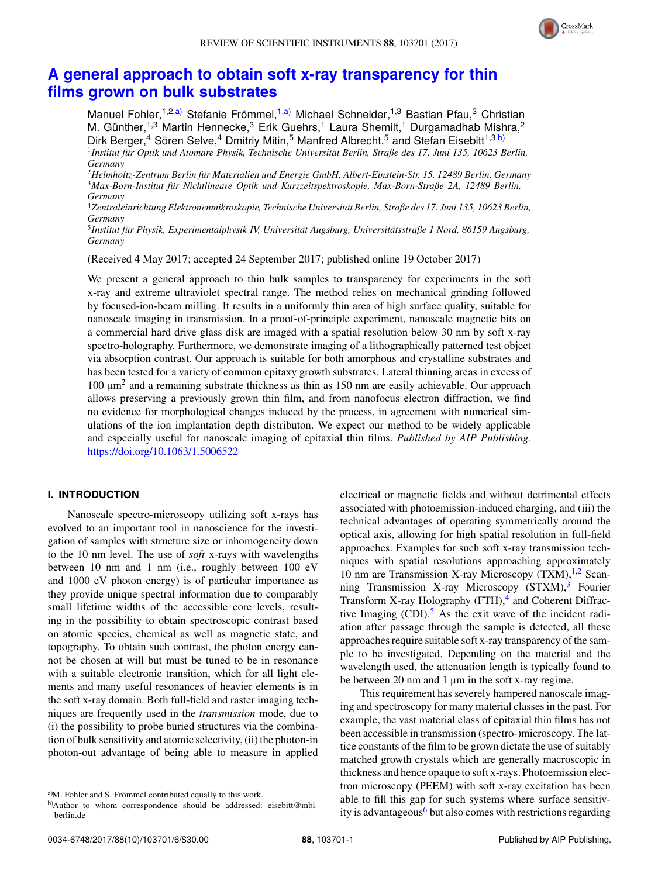# A general approach to obtain soft x-ray transparency for thin films grown on bulk substrates

Manuel Fohler,[1,2,a)] Stefanie Frömmel,[1,a)] Michael Schneider,[1,3] Bastian Pfau,[3] Christian M. Günther,[1,3] Martin Hennecke,[3] Erik Guehrs,[1] Laura Shemilt,[1] Durgamadhab Mishra,[2] Dirk Berger,[4] Sören Selve,[4] Dmitriy Mitin,[5] Manfred Albrecht,[5] and Stefan Eisebitt[1,3,b)]

[1]*Institut für Optik und Atomare Physik, Technische Universität Berlin, Straße des 17. Juni 135, 10623 Berlin, Germany*
[2]*Helmholtz-Zentrum Berlin für Materialien und Energie GmbH, Albert-Einstein-Str. 15, 12489 Berlin, Germany*
[3]*Max-Born-Institut für Nichtlineare Optik und Kurzzeitspektroskopie, Max-Born-Straße 2A, 12489 Berlin, Germany*
[4]*Zentraleinrichtung Elektronenmikroskopie, Technische Universität Berlin, Straße des 17. Juni 135, 10623 Berlin, Germany*
[5]*Institut für Physik, Experimentalphysik IV, Universität Augsburg, Universitätsstraße 1 Nord, 86159 Augsburg, Germany*

(Received 4 May 2017; accepted 24 September 2017; published online 19 October 2017)

We present a general approach to thin bulk samples to transparency for experiments in the soft x-ray and extreme ultraviolet spectral range. The method relies on mechanical grinding followed by focused-ion-beam milling. It results in a uniformly thin area of high surface quality, suitable for nanoscale imaging in transmission. In a proof-of-principle experiment, nanoscale magnetic bits on a commercial hard drive glass disk are imaged with a spatial resolution below 30 nm by soft x-ray spectro-holography. Furthermore, we demonstrate imaging of a lithographically patterned test object via absorption contrast. Our approach is suitable for both amorphous and crystalline substrates and has been tested for a variety of common epitaxy growth substrates. Lateral thinning areas in excess of 100 μm$^2$ and a remaining substrate thickness as thin as 150 nm are easily achievable. Our approach allows preserving a previously grown thin film, and from nanofocus electron diffraction, we find no evidence for morphological changes induced by the process, in agreement with numerical simulations of the ion implantation depth distributon. We expect our method to be widely applicable and especially useful for nanoscale imaging of epitaxial thin films. *Published by AIP Publishing.* https://doi.org/10.1063/1.5006522

## I. INTRODUCTION

Nanoscale spectro-microscopy utilizing soft x-rays has evolved to an important tool in nanoscience for the investigation of samples with structure size or inhomogeneity down to the 10 nm level. The use of *soft* x-rays with wavelengths between 10 nm and 1 nm (i.e., roughly between 100 eV and 1000 eV photon energy) is of particular importance as they provide unique spectral information due to comparably small lifetime widths of the accessible core levels, resulting in the possibility to obtain spectroscopic contrast based on atomic species, chemical as well as magnetic state, and topography. To obtain such contrast, the photon energy cannot be chosen at will but must be tuned to be in resonance with a suitable electronic transition, which for all light elements and many useful resonances of heavier elements is in the soft x-ray domain. Both full-field and raster imaging techniques are frequently used in the *transmission* mode, due to (i) the possibility to probe buried structures via the combination of bulk sensitivity and atomic selectivity, (ii) the photon-in photon-out advantage of being able to measure in applied electrical or magnetic fields and without detrimental effects associated with photoemission-induced charging, and (iii) the technical advantages of operating symmetrically around the optical axis, allowing for high spatial resolution in full-field approaches. Examples for such soft x-ray transmission techniques with spatial resolutions approaching approximately 10 nm are Transmission X-ray Microscopy (TXM),[1,2] Scanning Transmission X-ray Microscopy (STXM),[3] Fourier Transform X-ray Holography (FTH),[4] and Coherent Diffractive Imaging (CDI).[5] As the exit wave of the incident radiation after passage through the sample is detected, all these approaches require suitable soft x-ray transparency of the sample to be investigated. Depending on the material and the wavelength used, the attenuation length is typically found to be between 20 nm and 1 μm in the soft x-ray regime.

This requirement has severely hampered nanoscale imaging and spectroscopy for many material classes in the past. For example, the vast material class of epitaxial thin films has not been accessible in transmission (spectro-)microscopy. The lattice constants of the film to be grown dictate the use of suitably matched growth crystals which are generally macroscopic in thickness and hence opaque to soft x-rays. Photoemission electron microscopy (PEEM) with soft x-ray excitation has been able to fill this gap for such systems where surface sensitivity is advantageous[6] but also comes with restrictions regarding

[a)]M. Fohler and S. Frömmel contributed equally to this work.
[b)]Author to whom correspondence should be addressed: eisebitt@mbi-berlin.de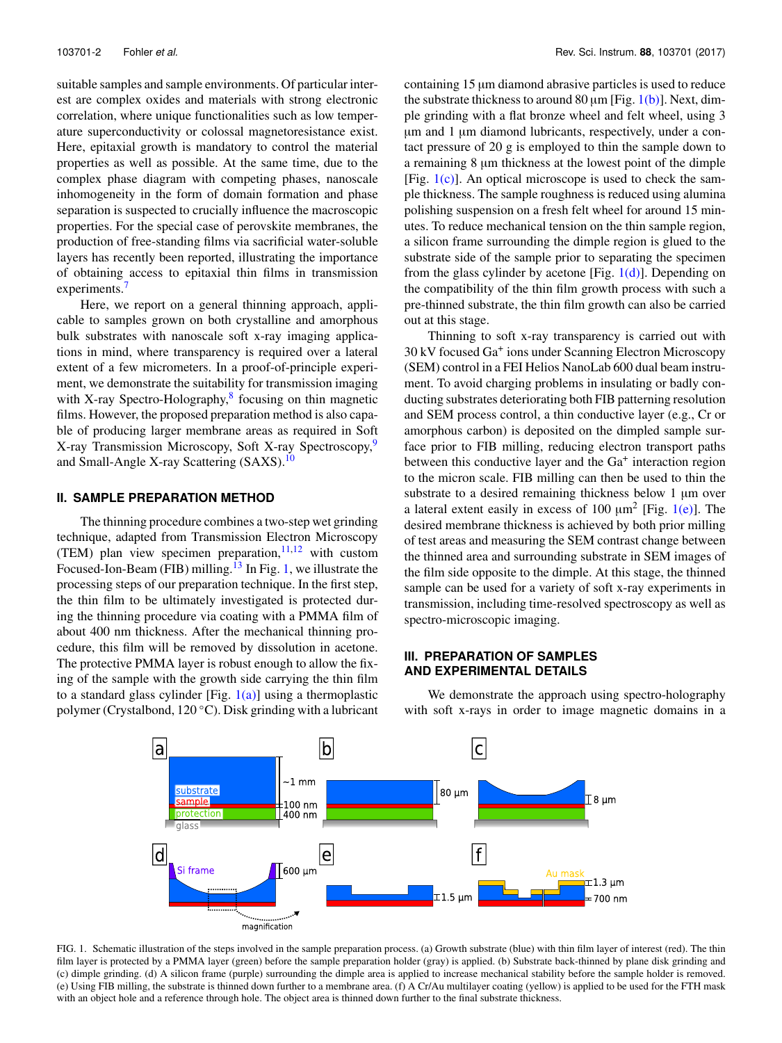suitable samples and sample environments. Of particular interest are complex oxides and materials with strong electronic correlation, where unique functionalities such as low temperature superconductivity or colossal magnetoresistance exist. Here, epitaxial growth is mandatory to control the material properties as well as possible. At the same time, due to the complex phase diagram with competing phases, nanoscale inhomogeneity in the form of domain formation and phase separation is suspected to crucially influence the macroscopic properties. For the special case of perovskite membranes, the production of free-standing films via sacrificial water-soluble layers has recently been reported, illustrating the importance of obtaining access to epitaxial thin films in transmission experiments.[7]

Here, we report on a general thinning approach, applicable to samples grown on both crystalline and amorphous bulk substrates with nanoscale soft x-ray imaging applications in mind, where transparency is required over a lateral extent of a few micrometers. In a proof-of-principle experiment, we demonstrate the suitability for transmission imaging with X-ray Spectro-Holography,[8] focusing on thin magnetic films. However, the proposed preparation method is also capable of producing larger membrane areas as required in Soft X-ray Transmission Microscopy, Soft X-ray Spectroscopy,[9] and Small-Angle X-ray Scattering (SAXS).[10]

## II. SAMPLE PREPARATION METHOD

The thinning procedure combines a two-step wet grinding technique, adapted from Transmission Electron Microscopy (TEM) plan view specimen preparation,[11,12] with custom Focused-Ion-Beam (FIB) milling.[13] In Fig. 1, we illustrate the processing steps of our preparation technique. In the first step, the thin film to be ultimately investigated is protected during the thinning procedure via coating with a PMMA film of about 400 nm thickness. After the mechanical thinning procedure, this film will be removed by dissolution in acetone. The protective PMMA layer is robust enough to allow the fixing of the sample with the growth side carrying the thin film to a standard glass cylinder [Fig. 1(a)] using a thermoplastic polymer (Crystalbond, 120 °C). Disk grinding with a lubricant containing 15 μm diamond abrasive particles is used to reduce the substrate thickness to around 80 μm [Fig. 1(b)]. Next, dimple grinding with a flat bronze wheel and felt wheel, using 3 μm and 1 μm diamond lubricants, respectively, under a contact pressure of 20 g is employed to thin the sample down to a remaining 8 μm thickness at the lowest point of the dimple [Fig. 1(c)]. An optical microscope is used to check the sample thickness. The sample roughness is reduced using alumina polishing suspension on a fresh felt wheel for around 15 minutes. To reduce mechanical tension on the thin sample region, a silicon frame surrounding the dimple region is glued to the substrate side of the sample prior to separating the specimen from the glass cylinder by acetone [Fig. 1(d)]. Depending on the compatibility of the thin film growth process with such a pre-thinned substrate, the thin film growth can also be carried out at this stage.

Thinning to soft x-ray transparency is carried out with 30 kV focused $Ga^+$ ions under Scanning Electron Microscopy (SEM) control in a FEI Helios NanoLab 600 dual beam instrument. To avoid charging problems in insulating or badly conducting substrates deteriorating both FIB patterning resolution and SEM process control, a thin conductive layer (e.g., Cr or amorphous carbon) is deposited on the dimpled sample surface prior to FIB milling, reducing electron transport paths between this conductive layer and the $Ga^+$ interaction region to the micron scale. FIB milling can then be used to thin the substrate to a desired remaining thickness below 1 μm over a lateral extent easily in excess of 100 $\mu m^2$ [Fig. 1(e)]. The desired membrane thickness is achieved by both prior milling of test areas and measuring the SEM contrast change between the thinned area and surrounding substrate in SEM images of the film side opposite to the dimple. At this stage, the thinned sample can be used for a variety of soft x-ray experiments in transmission, including time-resolved spectroscopy as well as spectro-microscopic imaging.

## III. PREPARATION OF SAMPLES AND EXPERIMENTAL DETAILS

We demonstrate the approach using spectro-holography with soft x-rays in order to image magnetic domains in a

FIG. 1. Schematic illustration of the steps involved in the sample preparation process. (a) Growth substrate (blue) with thin film layer of interest (red). The thin film layer is protected by a PMMA layer (green) before the sample preparation holder (gray) is applied. (b) Substrate back-thinned by plane disk grinding and (c) dimple grinding. (d) A silicon frame (purple) surrounding the dimple area is applied to increase mechanical stability before the sample holder is removed. (e) Using FIB milling, the substrate is thinned down further to a membrane area. (f) A Cr/Au multilayer coating (yellow) is applied to be used for the FTH mask with an object hole and a reference through hole. The object area is thinned down further to the final substrate thickness.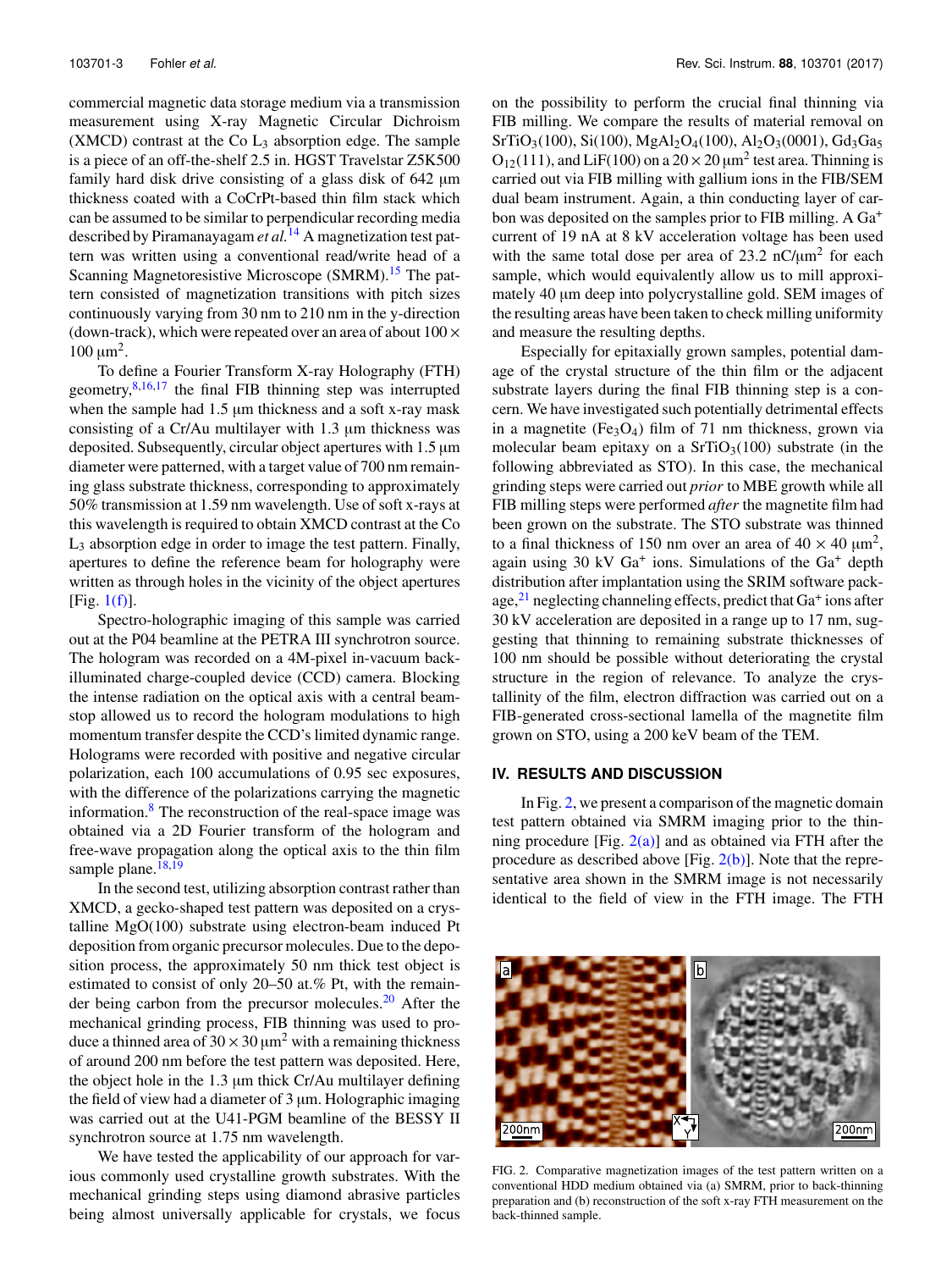commercial magnetic data storage medium via a transmission measurement using X-ray Magnetic Circular Dichroism (XMCD) contrast at the Co $L_3$ absorption edge. The sample is a piece of an off-the-shelf 2.5 in. HGST Travelstar Z5K500 family hard disk drive consisting of a glass disk of 642 μm thickness coated with a CoCrPt-based thin film stack which can be assumed to be similar to perpendicular recording media described by Piramanayagam *et al.*[14] A magnetization test pattern was written using a conventional read/write head of a Scanning Magnetoresistive Microscope (SMRM).[15] The pattern consisted of magnetization transitions with pitch sizes continuously varying from 30 nm to 210 nm in the y-direction (down-track), which were repeated over an area of about $100 \times 100\ \mu\text{m}^2$.

To define a Fourier Transform X-ray Holography (FTH) geometry,[8,16,17] the final FIB thinning step was interrupted when the sample had 1.5 μm thickness and a soft x-ray mask consisting of a Cr/Au multilayer with 1.3 μm thickness was deposited. Subsequently, circular object apertures with 1.5 μm diameter were patterned, with a target value of 700 nm remaining glass substrate thickness, corresponding to approximately 50% transmission at 1.59 nm wavelength. Use of soft x-rays at this wavelength is required to obtain XMCD contrast at the Co $L_3$ absorption edge in order to image the test pattern. Finally, apertures to define the reference beam for holography were written as through holes in the vicinity of the object apertures [Fig. 1(f)].

Spectro-holographic imaging of this sample was carried out at the P04 beamline at the PETRA III synchrotron source. The hologram was recorded on a 4M-pixel in-vacuum back-illuminated charge-coupled device (CCD) camera. Blocking the intense radiation on the optical axis with a central beamstop allowed us to record the hologram modulations to high momentum transfer despite the CCD's limited dynamic range. Holograms were recorded with positive and negative circular polarization, each 100 accumulations of 0.95 sec exposures, with the difference of the polarizations carrying the magnetic information.[8] The reconstruction of the real-space image was obtained via a 2D Fourier transform of the hologram and free-wave propagation along the optical axis to the thin film sample plane.[18,19]

In the second test, utilizing absorption contrast rather than XMCD, a gecko-shaped test pattern was deposited on a crystalline MgO(100) substrate using electron-beam induced Pt deposition from organic precursor molecules. Due to the deposition process, the approximately 50 nm thick test object is estimated to consist of only 20–50 at.% Pt, with the remainder being carbon from the precursor molecules.[20] After the mechanical grinding process, FIB thinning was used to produce a thinned area of $30 \times 30\ \mu\text{m}^2$ with a remaining thickness of around 200 nm before the test pattern was deposited. Here, the object hole in the 1.3 μm thick Cr/Au multilayer defining the field of view had a diameter of 3 μm. Holographic imaging was carried out at the U41-PGM beamline of the BESSY II synchrotron source at 1.75 nm wavelength.

We have tested the applicability of our approach for various commonly used crystalline growth substrates. With the mechanical grinding steps using diamond abrasive particles being almost universally applicable for crystals, we focus on the possibility to perform the crucial final thinning via FIB milling. We compare the results of material removal on $SrTiO_3$(100), Si(100), $MgAl_2O_4$(100), $Al_2O_3$(0001), $Gd_3Ga_5O_{12}$(111), and LiF(100) on a $20 \times 20\ \mu\text{m}^2$ test area. Thinning is carried out via FIB milling with gallium ions in the FIB/SEM dual beam instrument. Again, a thin conducting layer of carbon was deposited on the samples prior to FIB milling. A $Ga^+$ current of 19 nA at 8 kV acceleration voltage has been used with the same total dose per area of 23.2 nC/μm² for each sample, which would equivalently allow us to mill approximately 40 μm deep into polycrystalline gold. SEM images of the resulting areas have been taken to check milling uniformity and measure the resulting depths.

Especially for epitaxially grown samples, potential damage of the crystal structure of the thin film or the adjacent substrate layers during the final FIB thinning step is a concern. We have investigated such potentially detrimental effects in a magnetite ($Fe_3O_4$) film of 71 nm thickness, grown via molecular beam epitaxy on a $SrTiO_3$(100) substrate (in the following abbreviated as STO). In this case, the mechanical grinding steps were carried out *prior* to MBE growth while all FIB milling steps were performed *after* the magnetite film had been grown on the substrate. The STO substrate was thinned to a final thickness of 150 nm over an area of $40 \times 40\ \mu\text{m}^2$, again using 30 kV $Ga^+$ ions. Simulations of the $Ga^+$ depth distribution after implantation using the SRIM software package,[21] neglecting channeling effects, predict that $Ga^+$ ions after 30 kV acceleration are deposited in a range up to 17 nm, suggesting that thinning to remaining substrate thicknesses of 100 nm should be possible without deteriorating the crystal structure in the region of relevance. To analyze the crystallinity of the film, electron diffraction was carried out on a FIB-generated cross-sectional lamella of the magnetite film grown on STO, using a 200 keV beam of the TEM.

## IV. RESULTS AND DISCUSSION

In Fig. 2, we present a comparison of the magnetic domain test pattern obtained via SMRM imaging prior to the thinning procedure [Fig. 2(a)] and as obtained via FTH after the procedure as described above [Fig. 2(b)]. Note that the representative area shown in the SMRM image is not necessarily identical to the field of view in the FTH image. The FTH

FIG. 2. Comparative magnetization images of the test pattern written on a conventional HDD medium obtained via (a) SMRM, prior to back-thinning preparation and (b) reconstruction of the soft x-ray FTH measurement on the back-thinned sample.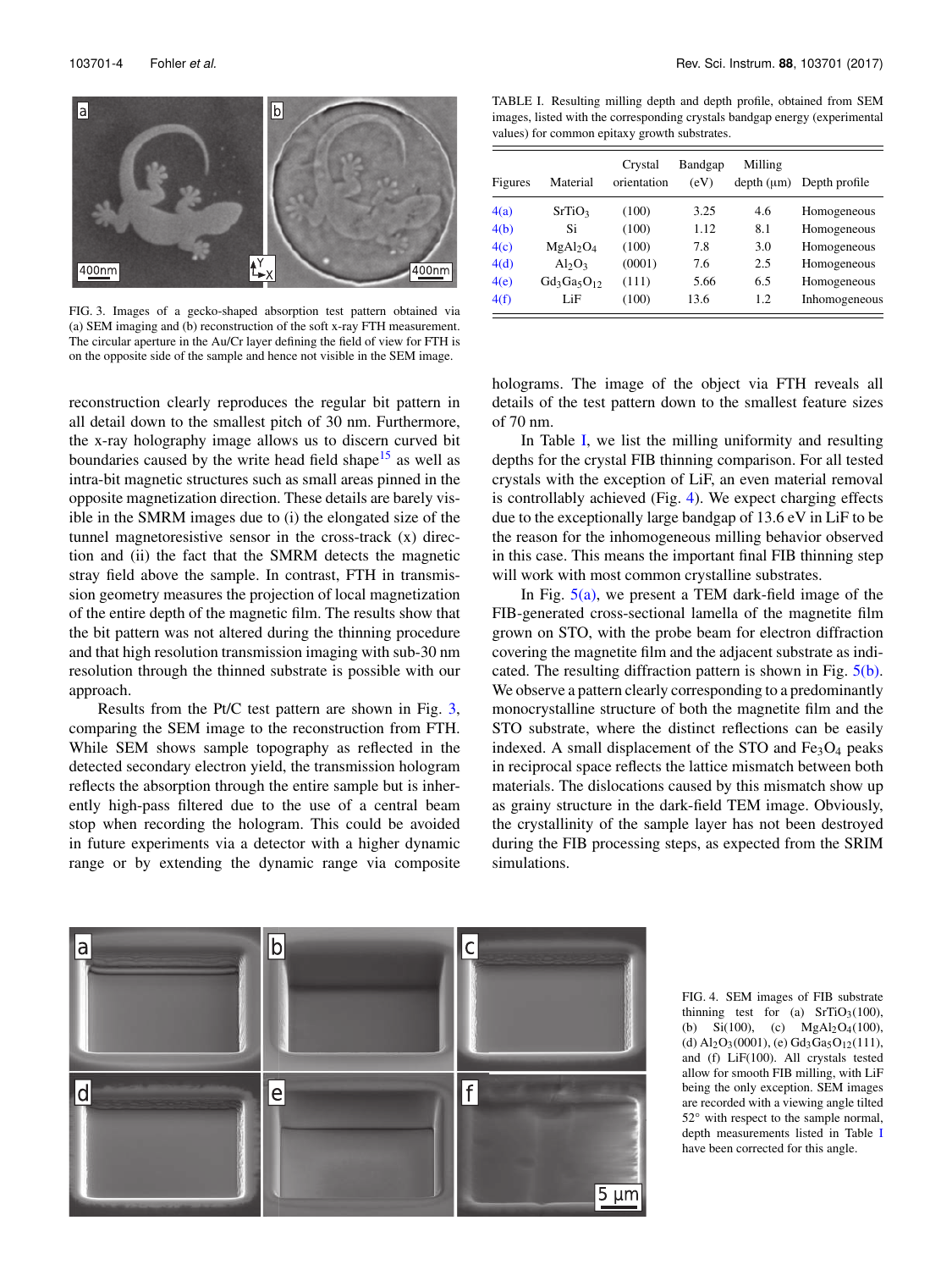FIG. 3. Images of a gecko-shaped absorption test pattern obtained via (a) SEM imaging and (b) reconstruction of the soft x-ray FTH measurement. The circular aperture in the Au/Cr layer defining the field of view for FTH is on the opposite side of the sample and hence not visible in the SEM image.

TABLE I. Resulting milling depth and depth profile, obtained from SEM images, listed with the corresponding crystals bandgap energy (experimental values) for common epitaxy growth substrates.

| Figures | Material | Crystal orientation | Bandgap (eV) | Milling depth (μm) | Depth profile |
|---|---|---|---|---|---|
| 4(a) | $SrTiO_3$ | (100) | 3.25 | 4.6 | Homogeneous |
| 4(b) | Si | (100) | 1.12 | 8.1 | Homogeneous |
| 4(c) | $MgAl_2O_4$ | (100) | 7.8 | 3.0 | Homogeneous |
| 4(d) | $Al_2O_3$ | (0001) | 7.6 | 2.5 | Homogeneous |
| 4(e) | $Gd_3Ga_5O_{12}$ | (111) | 5.66 | 6.5 | Homogeneous |
| 4(f) | LiF | (100) | 13.6 | 1.2 | Inhomogeneous |

reconstruction clearly reproduces the regular bit pattern in all detail down to the smallest pitch of 30 nm. Furthermore, the x-ray holography image allows us to discern curved bit boundaries caused by the write head field shape[15] as well as intra-bit magnetic structures such as small areas pinned in the opposite magnetization direction. These details are barely visible in the SMRM images due to (i) the elongated size of the tunnel magnetoresistive sensor in the cross-track (x) direction and (ii) the fact that the SMRM detects the magnetic stray field above the sample. In contrast, FTH in transmission geometry measures the projection of local magnetization of the entire depth of the magnetic film. The results show that the bit pattern was not altered during the thinning procedure and that high resolution transmission imaging with sub-30 nm resolution through the thinned substrate is possible with our approach.

Results from the Pt/C test pattern are shown in Fig. 3, comparing the SEM image to the reconstruction from FTH. While SEM shows sample topography as reflected in the detected secondary electron yield, the transmission hologram reflects the absorption through the entire sample but is inherently high-pass filtered due to the use of a central beam stop when recording the hologram. This could be avoided in future experiments via a detector with a higher dynamic range or by extending the dynamic range via composite holograms. The image of the object via FTH reveals all details of the test pattern down to the smallest feature sizes of 70 nm.

In Table I, we list the milling uniformity and resulting depths for the crystal FIB thinning comparison. For all tested crystals with the exception of LiF, an even material removal is controllably achieved (Fig. 4). We expect charging effects due to the exceptionally large bandgap of 13.6 eV in LiF to be the reason for the inhomogeneous milling behavior observed in this case. This means the important final FIB thinning step will work with most common crystalline substrates.

In Fig. 5(a), we present a TEM dark-field image of the FIB-generated cross-sectional lamella of the magnetite film grown on STO, with the probe beam for electron diffraction covering the magnetite film and the adjacent substrate as indicated. The resulting diffraction pattern is shown in Fig. 5(b). We observe a pattern clearly corresponding to a predominantly monocrystalline structure of both the magnetite film and the STO substrate, where the distinct reflections can be easily indexed. A small displacement of the STO and $Fe_3O_4$ peaks in reciprocal space reflects the lattice mismatch between both materials. The dislocations caused by this mismatch show up as grainy structure in the dark-field TEM image. Obviously, the crystallinity of the sample layer has not been destroyed during the FIB processing steps, as expected from the SRIM simulations.

FIG. 4. SEM images of FIB substrate thinning test for (a) $SrTiO_3$(100), (b) Si(100), (c) $MgAl_2O_4$(100), (d) $Al_2O_3$(0001), (e) $Gd_3Ga_5O_{12}$(111), and (f) LiF(100). All crystals tested allow for smooth FIB milling, with LiF being the only exception. SEM images are recorded with a viewing angle tilted 52° with respect to the sample normal, depth measurements listed in Table I have been corrected for this angle.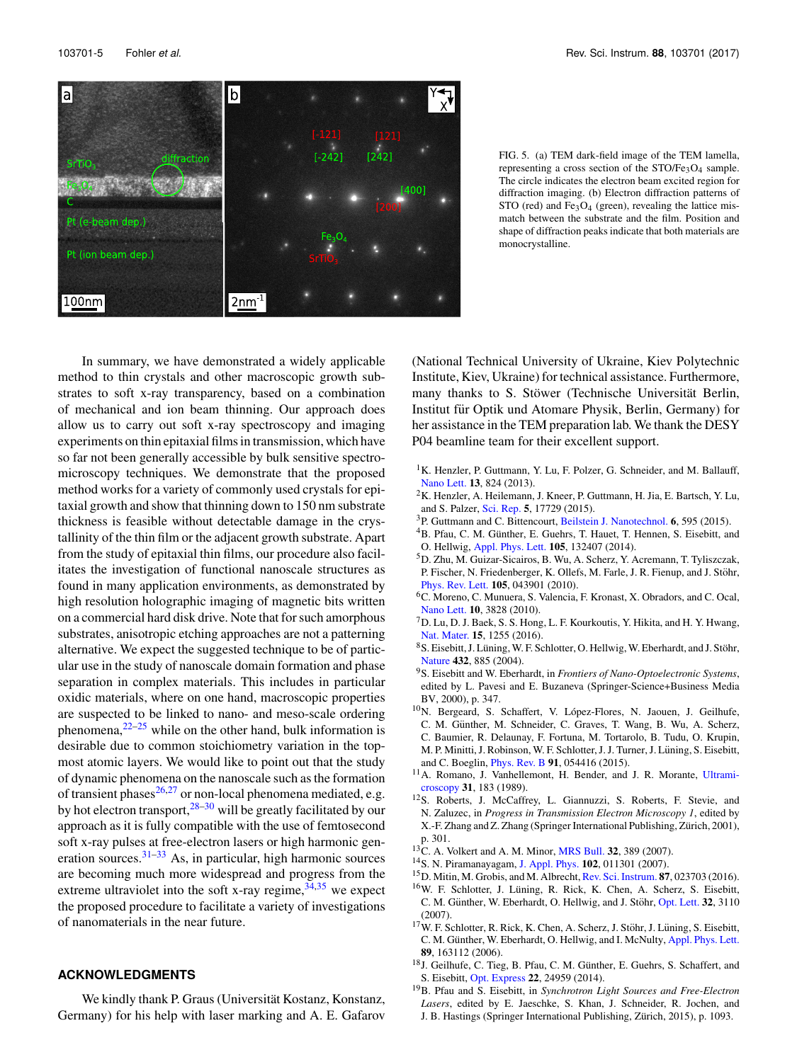FIG. 5. (a) TEM dark-field image of the TEM lamella, representing a cross section of the STO/$Fe_3O_4$ sample. The circle indicates the electron beam excited region for diffraction imaging. (b) Electron diffraction patterns of STO (red) and $Fe_3O_4$ (green), revealing the lattice mismatch between the substrate and the film. Position and shape of diffraction peaks indicate that both materials are monocrystalline.

In summary, we have demonstrated a widely applicable method to thin crystals and other macroscopic growth substrates to soft x-ray transparency, based on a combination of mechanical and ion beam thinning. Our approach does allow us to carry out soft x-ray spectroscopy and imaging experiments on thin epitaxial films in transmission, which have so far not been generally accessible by bulk sensitive spectro-microscopy techniques. We demonstrate that the proposed method works for a variety of commonly used crystals for epitaxial growth and show that thinning down to 150 nm substrate thickness is feasible without detectable damage in the crystallinity of the thin film or the adjacent growth substrate. Apart from the study of epitaxial thin films, our procedure also facilitates the investigation of functional nanoscale structures as found in many application environments, as demonstrated by high resolution holographic imaging of magnetic bits written on a commercial hard disk drive. Note that for such amorphous substrates, anisotropic etching approaches are not a patterning alternative. We expect the suggested technique to be of particular use in the study of nanoscale domain formation and phase separation in complex materials. This includes in particular oxidic materials, where on one hand, macroscopic properties are suspected to be linked to nano- and meso-scale ordering phenomena,[22–25] while on the other hand, bulk information is desirable due to common stoichiometry variation in the topmost atomic layers. We would like to point out that the study of dynamic phenomena on the nanoscale such as the formation of transient phases[26,27] or non-local phenomena mediated, e.g. by hot electron transport,[28–30] will be greatly facilitated by our approach as it is fully compatible with the use of femtosecond soft x-ray pulses at free-electron lasers or high harmonic generation sources.[31–33] As, in particular, high harmonic sources are becoming much more widespread and progress from the extreme ultraviolet into the soft x-ray regime,[34,35] we expect the proposed procedure to facilitate a variety of investigations of nanomaterials in the near future.

## ACKNOWLEDGMENTS

We kindly thank P. Graus (Universität Konstanz, Konstanz, Germany) for his help with laser marking and A. E. Gafarov (National Technical University of Ukraine, Kiev Polytechnic Institute, Kiev, Ukraine) for technical assistance. Furthermore, many thanks to S. Stöwer (Technische Universität Berlin, Institut für Optik und Atomare Physik, Berlin, Germany) for her assistance in the TEM preparation lab. We thank the DESY P04 beamline team for their excellent support.

1. K. Henzler, P. Guttmann, Y. Lu, F. Polzer, G. Schneider, and M. Ballauff, Nano Lett. **13**, 824 (2013).
2. K. Henzler, A. Heilemann, J. Kneer, P. Guttmann, H. Jia, E. Bartsch, Y. Lu, and S. Palzer, Sci. Rep. **5**, 17729 (2015).
3. P. Guttmann and C. Bittencourt, Beilstein J. Nanotechnol. **6**, 595 (2015).
4. B. Pfau, C. M. Günther, E. Guehrs, T. Hauet, T. Hennen, S. Eisebitt, and O. Hellwig, Appl. Phys. Lett. **105**, 132407 (2014).
5. D. Zhu, M. Guizar-Sicairos, B. Wu, A. Scherz, Y. Acremann, T. Tyliszczak, P. Fischer, N. Friedenberger, K. Ollefs, M. Farle, J. R. Fienup, and J. Stöhr, Phys. Rev. Lett. **105**, 043901 (2010).
6. C. Moreno, C. Munuera, S. Valencia, F. Kronast, X. Obradors, and C. Ocal, Nano Lett. **10**, 3828 (2010).
7. D. Lu, D. J. Baek, S. S. Hong, L. F. Kourkoutis, Y. Hikita, and H. Y. Hwang, Nat. Mater. **15**, 1255 (2016).
8. S. Eisebitt, J. Lüning, W. F. Schlotter, O. Hellwig, W. Eberhardt, and J. Stöhr, Nature **432**, 885 (2004).
9. S. Eisebitt and W. Eberhardt, in *Frontiers of Nano-Optoelectronic Systems*, edited by L. Pavesi and E. Buzaneva (Springer-Science+Business Media BV, 2000), p. 347.
10. N. Bergeard, S. Schaffert, V. López-Flores, N. Jaouen, J. Geilhufe, C. M. Günther, M. Schneider, C. Graves, T. Wang, B. Wu, A. Scherz, C. Baumier, R. Delaunay, F. Fortuna, M. Tortarolo, B. Tudu, O. Krupin, M. P. Minitti, J. Robinson, W. F. Schlotter, J. J. Turner, J. Lüning, S. Eisebitt, and C. Boeglin, Phys. Rev. B **91**, 054416 (2015).
11. A. Romano, J. Vanhellemont, H. Bender, and J. R. Morante, Ultramicroscopy **31**, 183 (1989).
12. S. Roberts, J. McCaffrey, L. Giannuzzi, S. Roberts, F. Stevie, and N. Zaluzec, in *Progress in Transmission Electron Microscopy 1*, edited by X.-F. Zhang and Z. Zhang (Springer International Publishing, Zürich, 2001), p. 301.
13. C. A. Volkert and A. M. Minor, MRS Bull. **32**, 389 (2007).
14. S. N. Piramanayagam, J. Appl. Phys. **102**, 011301 (2007).
15. D. Mitin, M. Grobis, and M. Albrecht, Rev. Sci. Instrum. **87**, 023703 (2016).
16. W. F. Schlotter, J. Lüning, R. Rick, K. Chen, A. Scherz, S. Eisebitt, C. M. Günther, W. Eberhardt, O. Hellwig, and J. Stöhr, Opt. Lett. **32**, 3110 (2007).
17. W. F. Schlotter, R. Rick, K. Chen, A. Scherz, J. Stöhr, J. Lüning, S. Eisebitt, C. M. Günther, W. Eberhardt, O. Hellwig, and I. McNulty, Appl. Phys. Lett. **89**, 163112 (2006).
18. J. Geilhufe, C. Tieg, B. Pfau, C. M. Günther, E. Guehrs, S. Schaffert, and S. Eisebitt, Opt. Express **22**, 24959 (2014).
19. B. Pfau and S. Eisebitt, in *Synchrotron Light Sources and Free-Electron Lasers*, edited by E. Jaeschke, S. Khan, J. Schneider, R. Jochen, and J. B. Hastings (Springer International Publishing, Zürich, 2015), p. 1093.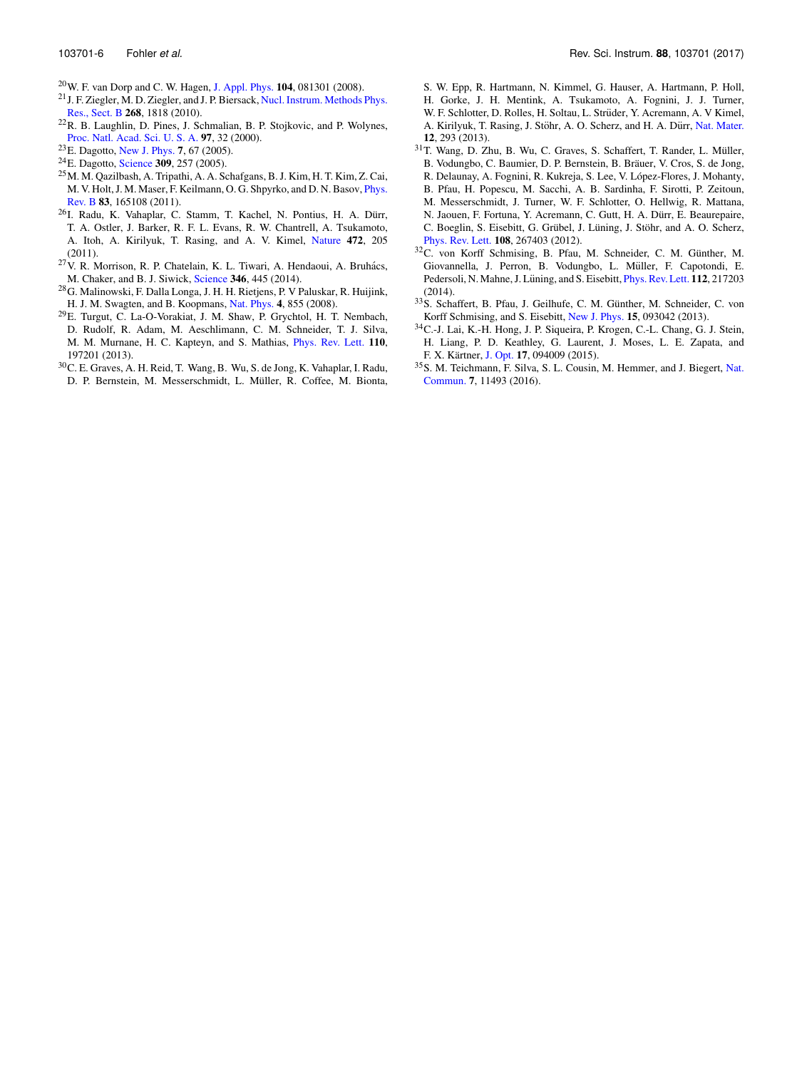[20] W. F. van Dorp and C. W. Hagen, J. Appl. Phys. **104**, 081301 (2008).

[21] J. F. Ziegler, M. D. Ziegler, and J. P. Biersack, Nucl. Instrum. Methods Phys. Res., Sect. B **268**, 1818 (2010).

[22] R. B. Laughlin, D. Pines, J. Schmalian, B. P. Stojkovic, and P. Wolynes, Proc. Natl. Acad. Sci. U. S. A. **97**, 32 (2000).

[23] E. Dagotto, New J. Phys. **7**, 67 (2005).

[24] E. Dagotto, Science **309**, 257 (2005).

[25] M. M. Qazilbash, A. Tripathi, A. A. Schafgans, B. J. Kim, H. T. Kim, Z. Cai, M. V. Holt, J. M. Maser, F. Keilmann, O. G. Shpyrko, and D. N. Basov, Phys. Rev. B **83**, 165108 (2011).

[26] I. Radu, K. Vahaplar, C. Stamm, T. Kachel, N. Pontius, H. A. Dürr, T. A. Ostler, J. Barker, R. F. L. Evans, R. W. Chantrell, A. Tsukamoto, A. Itoh, A. Kirilyuk, T. Rasing, and A. V. Kimel, Nature **472**, 205 (2011).

[27] V. R. Morrison, R. P. Chatelain, K. L. Tiwari, A. Hendaoui, A. Bruhács, M. Chaker, and B. J. Siwick, Science **346**, 445 (2014).

[28] G. Malinowski, F. Dalla Longa, J. H. H. Rietjens, P. V Paluskar, R. Huijink, H. J. M. Swagten, and B. Koopmans, Nat. Phys. **4**, 855 (2008).

[29] E. Turgut, C. La-O-Vorakiat, J. M. Shaw, P. Grychtol, H. T. Nembach, D. Rudolf, R. Adam, M. Aeschlimann, C. M. Schneider, T. J. Silva, M. M. Murnane, H. C. Kapteyn, and S. Mathias, Phys. Rev. Lett. **110**, 197201 (2013).

[30] C. E. Graves, A. H. Reid, T. Wang, B. Wu, S. de Jong, K. Vahaplar, I. Radu, D. P. Bernstein, M. Messerschmidt, L. Müller, R. Coffee, M. Bionta, S. W. Epp, R. Hartmann, N. Kimmel, G. Hauser, A. Hartmann, P. Holl, H. Gorke, J. H. Mentink, A. Tsukamoto, A. Fognini, J. J. Turner, W. F. Schlotter, D. Rolles, H. Soltau, L. Strüder, Y. Acremann, A. V Kimel, A. Kirilyuk, T. Rasing, J. Stöhr, A. O. Scherz, and H. A. Dürr, Nat. Mater. **12**, 293 (2013).

[31] T. Wang, D. Zhu, B. Wu, C. Graves, S. Schaffert, T. Rander, L. Müller, B. Vodungbo, C. Baumier, D. P. Bernstein, B. Bräuer, V. Cros, S. de Jong, R. Delaunay, A. Fognini, R. Kukreja, S. Lee, V. López-Flores, J. Mohanty, B. Pfau, H. Popescu, M. Sacchi, A. B. Sardinha, F. Sirotti, P. Zeitoun, M. Messerschmidt, J. Turner, W. F. Schlotter, O. Hellwig, R. Mattana, N. Jaouen, F. Fortuna, Y. Acremann, C. Gutt, H. A. Dürr, E. Beaurepaire, C. Boeglin, S. Eisebitt, G. Grübel, J. Lüning, J. Stöhr, and A. O. Scherz, Phys. Rev. Lett. **108**, 267403 (2012).

[32] C. von Korff Schmising, B. Pfau, M. Schneider, C. M. Günther, M. Giovannella, J. Perron, B. Vodungbo, L. Müller, F. Capotondi, E. Pedersoli, N. Mahne, J. Lüning, and S. Eisebitt, Phys. Rev. Lett. **112**, 217203 (2014).

[33] S. Schaffert, B. Pfau, J. Geilhufe, C. M. Günther, M. Schneider, C. von Korff Schmising, and S. Eisebitt, New J. Phys. **15**, 093042 (2013).

[34] C.-J. Lai, K.-H. Hong, J. P. Siqueira, P. Krogen, C.-L. Chang, G. J. Stein, H. Liang, P. D. Keathley, G. Laurent, J. Moses, L. E. Zapata, and F. X. Kärtner, J. Opt. **17**, 094009 (2015).

[35] S. M. Teichmann, F. Silva, S. L. Cousin, M. Hemmer, and J. Biegert, Nat. Commun. **7**, 11493 (2016).